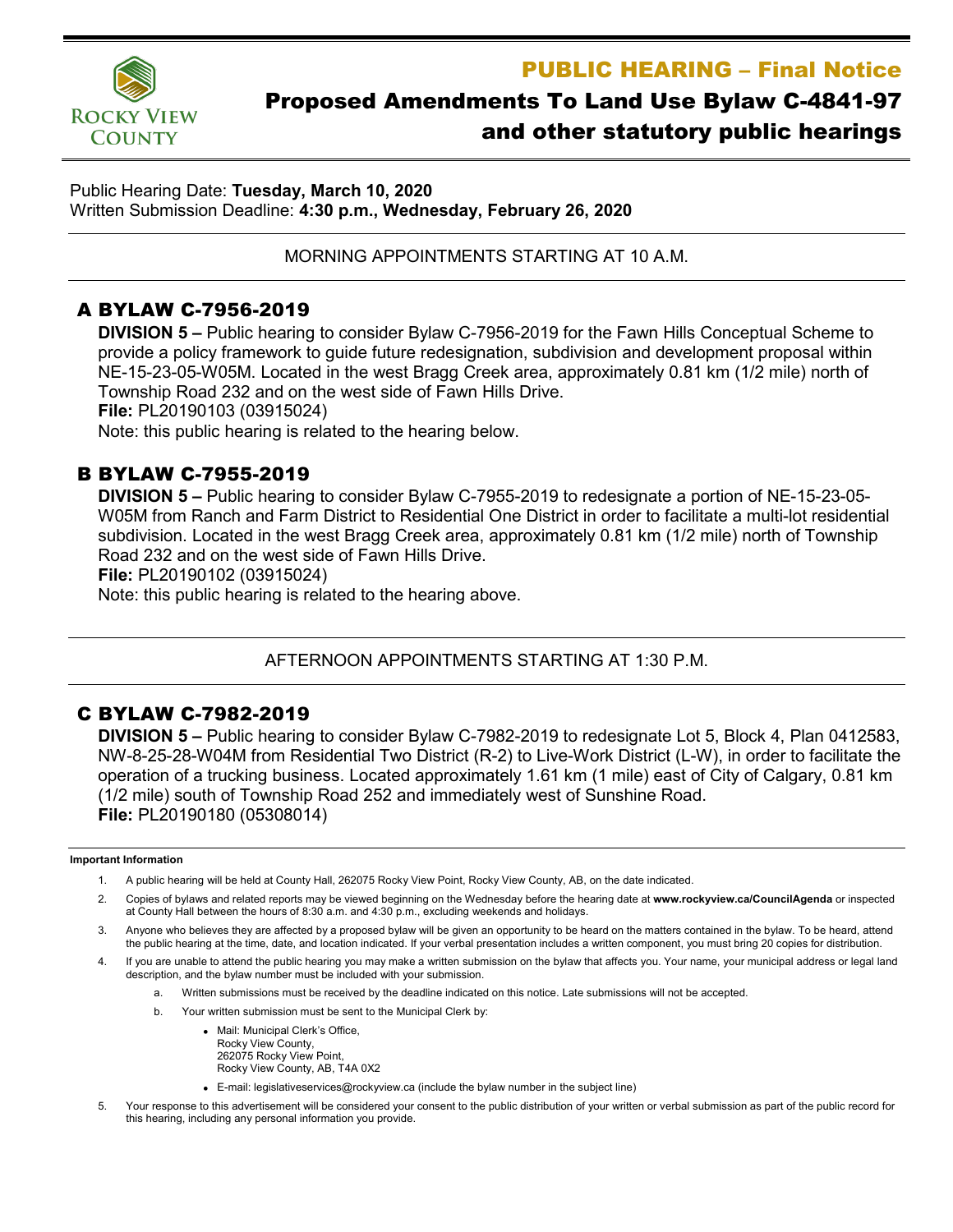ROCKY VIEW COUNTY

# PUBLIC HEARING – Final Notice

# Proposed Amendments To Land Use Bylaw C-4841-97 and other statutory public hearings

Public Hearing Date: **Tuesday, March 10, 2020**
Written Submission Deadline: **4:30 p.m., Wednesday, February 26, 2020**

MORNING APPOINTMENTS STARTING AT 10 A.M.

## A BYLAW C-7956-2019

**DIVISION 5 –** Public hearing to consider Bylaw C-7956-2019 for the Fawn Hills Conceptual Scheme to provide a policy framework to guide future redesignation, subdivision and development proposal within NE-15-23-05-W05M. Located in the west Bragg Creek area, approximately 0.81 km (1/2 mile) north of Township Road 232 and on the west side of Fawn Hills Drive.
**File:** PL20190103 (03915024)
Note: this public hearing is related to the hearing below.

## B BYLAW C-7955-2019

**DIVISION 5 –** Public hearing to consider Bylaw C-7955-2019 to redesignate a portion of NE-15-23-05-W05M from Ranch and Farm District to Residential One District in order to facilitate a multi-lot residential subdivision. Located in the west Bragg Creek area, approximately 0.81 km (1/2 mile) north of Township Road 232 and on the west side of Fawn Hills Drive.
**File:** PL20190102 (03915024)
Note: this public hearing is related to the hearing above.

AFTERNOON APPOINTMENTS STARTING AT 1:30 P.M.

## C BYLAW C-7982-2019

**DIVISION 5 –** Public hearing to consider Bylaw C-7982-2019 to redesignate Lot 5, Block 4, Plan 0412583, NW-8-25-28-W04M from Residential Two District (R-2) to Live-Work District (L-W), in order to facilitate the operation of a trucking business. Located approximately 1.61 km (1 mile) east of City of Calgary, 0.81 km (1/2 mile) south of Township Road 252 and immediately west of Sunshine Road.
**File:** PL20190180 (05308014)

**Important Information**

1. A public hearing will be held at County Hall, 262075 Rocky View Point, Rocky View County, AB, on the date indicated.
2. Copies of bylaws and related reports may be viewed beginning on the Wednesday before the hearing date at **www.rockyview.ca/CouncilAgenda** or inspected at County Hall between the hours of 8:30 a.m. and 4:30 p.m., excluding weekends and holidays.
3. Anyone who believes they are affected by a proposed bylaw will be given an opportunity to be heard on the matters contained in the bylaw. To be heard, attend the public hearing at the time, date, and location indicated. If your verbal presentation includes a written component, you must bring 20 copies for distribution.
4. If you are unable to attend the public hearing you may make a written submission on the bylaw that affects you. Your name, your municipal address or legal land description, and the bylaw number must be included with your submission.
   a. Written submissions must be received by the deadline indicated on this notice. Late submissions will not be accepted.
   b. Your written submission must be sent to the Municipal Clerk by:
      - Mail: Municipal Clerk's Office,
        Rocky View County,
        262075 Rocky View Point,
        Rocky View County, AB, T4A 0X2
      - E-mail: legislativeservices@rockyview.ca (include the bylaw number in the subject line)
5. Your response to this advertisement will be considered your consent to the public distribution of your written or verbal submission as part of the public record for this hearing, including any personal information you provide.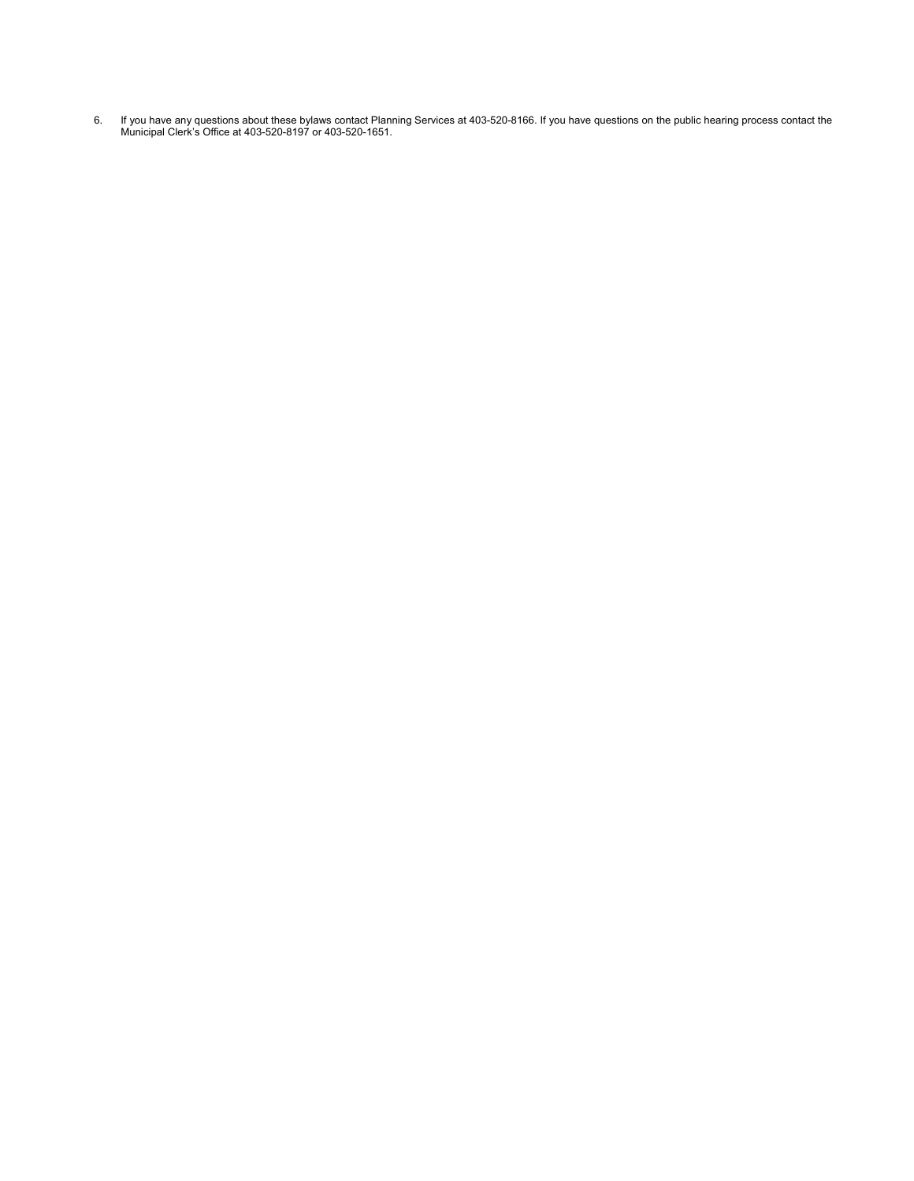6. If you have any questions about these bylaws contact Planning Services at 403-520-8166. If you have questions on the public hearing process contact the Municipal Clerk's Office at 403-520-8197 or 403-520-1651.